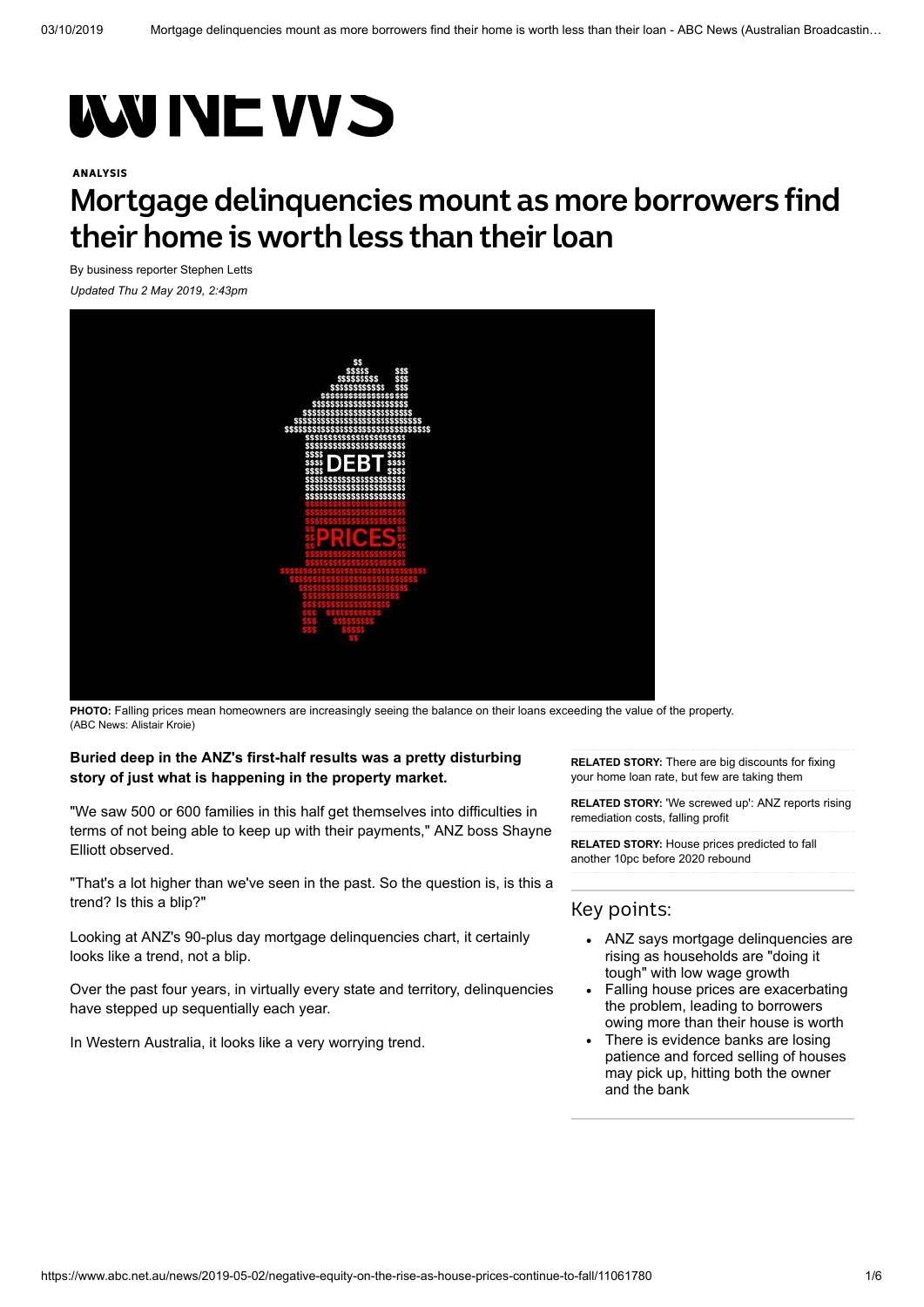ANALYSIS

# Mortgage delinquencies mount as more borrowers find their home is worth less than their loan

By business reporter Stephen Letts

*Updated Thu 2 May 2019, 2:43pm*

**PHOTO:** Falling prices mean homeowners are increasingly seeing the balance on their loans exceeding the value of the property. (ABC News: Alistair Kroie)

**Buried deep in the ANZ's first-half results was a pretty disturbing story of just what is happening in the property market.**

"We saw 500 or 600 families in this half get themselves into difficulties in terms of not being able to keep up with their payments," ANZ boss Shayne Elliott observed.

"That's a lot higher than we've seen in the past. So the question is, is this a trend? Is this a blip?"

Looking at ANZ's 90-plus day mortgage delinquencies chart, it certainly looks like a trend, not a blip.

Over the past four years, in virtually every state and territory, delinquencies have stepped up sequentially each year.

In Western Australia, it looks like a very worrying trend.

**RELATED STORY:** There are big discounts for fixing your home loan rate, but few are taking them

**RELATED STORY:** 'We screwed up': ANZ reports rising remediation costs, falling profit

**RELATED STORY:** House prices predicted to fall another 10pc before 2020 rebound

## Key points:

- ANZ says mortgage delinquencies are rising as households are "doing it tough" with low wage growth
- Falling house prices are exacerbating the problem, leading to borrowers owing more than their house is worth
- There is evidence banks are losing patience and forced selling of houses may pick up, hitting both the owner and the bank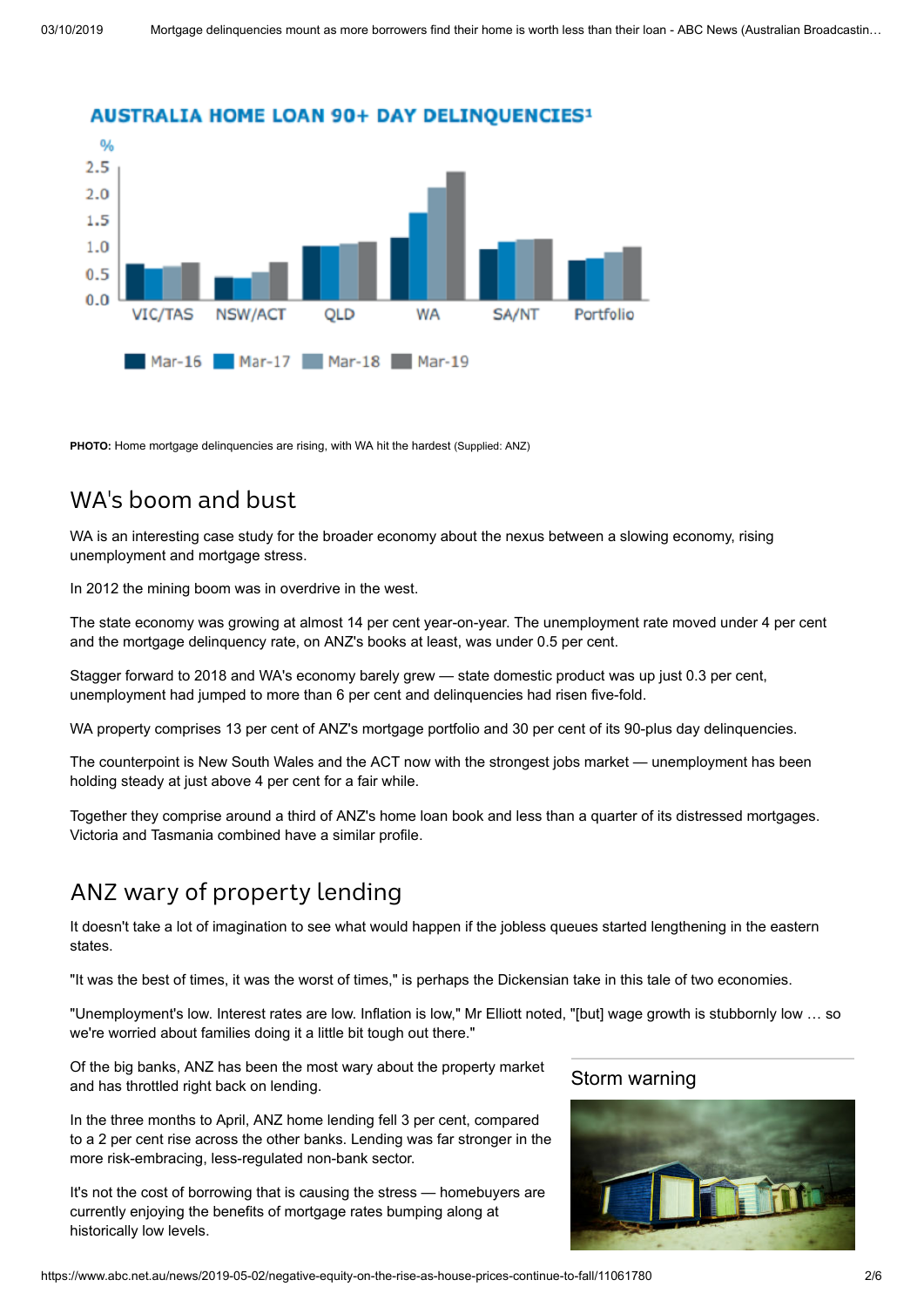**PHOTO:** Home mortgage delinquencies are rising, with WA hit the hardest (Supplied: ANZ)

## WA's boom and bust

WA is an interesting case study for the broader economy about the nexus between a slowing economy, rising unemployment and mortgage stress.

In 2012 the mining boom was in overdrive in the west.

The state economy was growing at almost 14 per cent year-on-year. The unemployment rate moved under 4 per cent and the mortgage delinquency rate, on ANZ's books at least, was under 0.5 per cent.

Stagger forward to 2018 and WA's economy barely grew — state domestic product was up just 0.3 per cent, unemployment had jumped to more than 6 per cent and delinquencies had risen five-fold.

WA property comprises 13 per cent of ANZ's mortgage portfolio and 30 per cent of its 90-plus day delinquencies.

The counterpoint is New South Wales and the ACT now with the strongest jobs market — unemployment has been holding steady at just above 4 per cent for a fair while.

Together they comprise around a third of ANZ's home loan book and less than a quarter of its distressed mortgages. Victoria and Tasmania combined have a similar profile.

## ANZ wary of property lending

It doesn't take a lot of imagination to see what would happen if the jobless queues started lengthening in the eastern states.

"It was the best of times, it was the worst of times," is perhaps the Dickensian take in this tale of two economies.

"Unemployment's low. Interest rates are low. Inflation is low," Mr Elliott noted, "[but] wage growth is stubbornly low … so we're worried about families doing it a little bit tough out there."

Of the big banks, ANZ has been the most wary about the property market and has throttled right back on lending.

In the three months to April, ANZ home lending fell 3 per cent, compared to a 2 per cent rise across the other banks. Lending was far stronger in the more risk-embracing, less-regulated non-bank sector.

It's not the cost of borrowing that is causing the stress — homebuyers are currently enjoying the benefits of mortgage rates bumping along at historically low levels.

Storm warning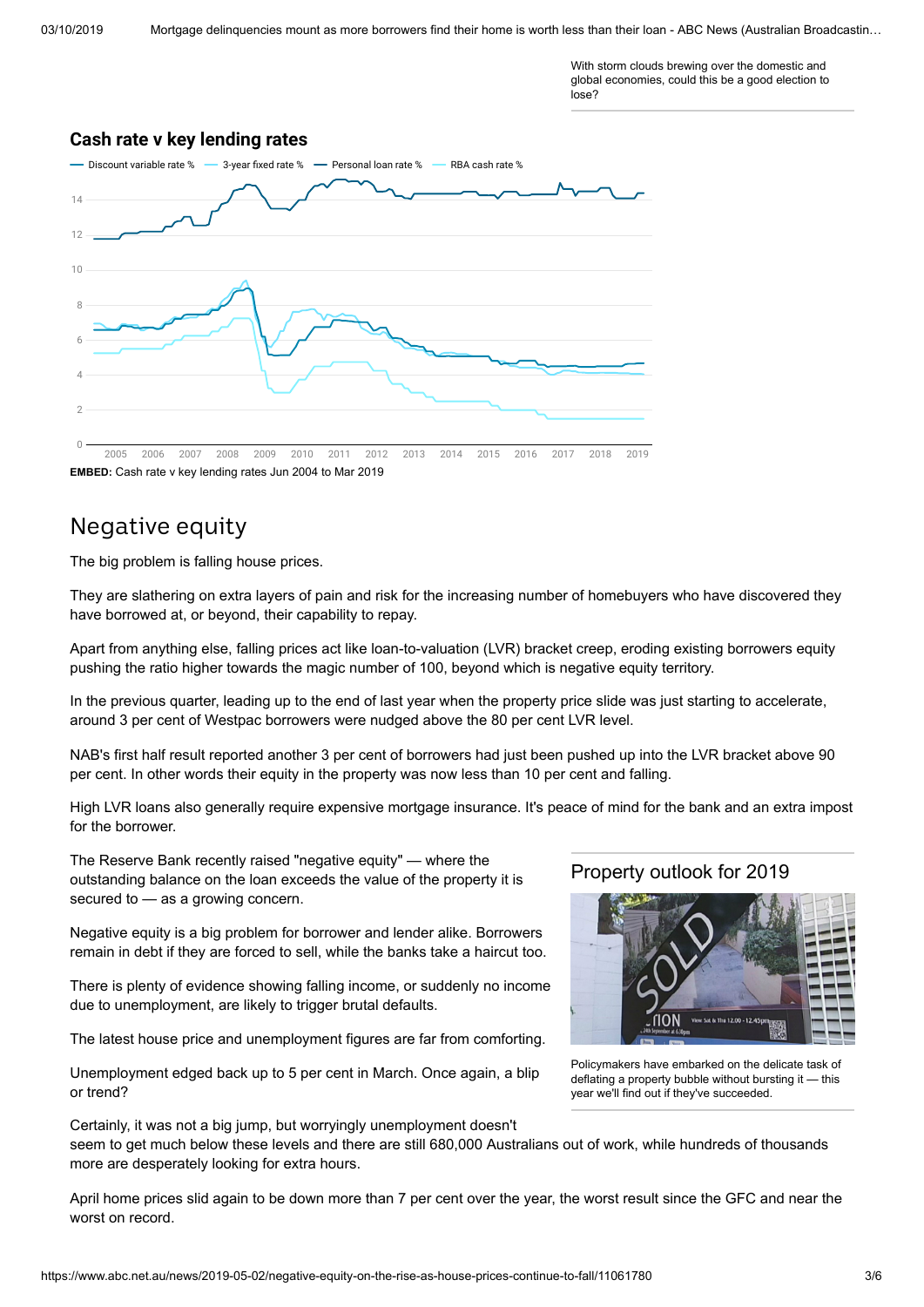With storm clouds brewing over the domestic and global economies, could this be a good election to lose?

**Cash rate v key lending rates**

Discount variable rate % | 3-year fixed rate % | Personal loan rate % | RBA cash rate %

**EMBED:** Cash rate v key lending rates Jun 2004 to Mar 2019

## Negative equity

The big problem is falling house prices.

They are slathering on extra layers of pain and risk for the increasing number of homebuyers who have discovered they have borrowed at, or beyond, their capability to repay.

Apart from anything else, falling prices act like loan-to-valuation (LVR) bracket creep, eroding existing borrowers equity pushing the ratio higher towards the magic number of 100, beyond which is negative equity territory.

In the previous quarter, leading up to the end of last year when the property price slide was just starting to accelerate, around 3 per cent of Westpac borrowers were nudged above the 80 per cent LVR level.

NAB's first half result reported another 3 per cent of borrowers had just been pushed up into the LVR bracket above 90 per cent. In other words their equity in the property was now less than 10 per cent and falling.

High LVR loans also generally require expensive mortgage insurance. It's peace of mind for the bank and an extra impost for the borrower.

The Reserve Bank recently raised "negative equity" — where the outstanding balance on the loan exceeds the value of the property it is secured to — as a growing concern.

Negative equity is a big problem for borrower and lender alike. Borrowers remain in debt if they are forced to sell, while the banks take a haircut too.

There is plenty of evidence showing falling income, or suddenly no income due to unemployment, are likely to trigger brutal defaults.

The latest house price and unemployment figures are far from comforting.

Unemployment edged back up to 5 per cent in March. Once again, a blip or trend?

Certainly, it was not a big jump, but worryingly unemployment doesn't seem to get much below these levels and there are still 680,000 Australians out of work, while hundreds of thousands more are desperately looking for extra hours.

April home prices slid again to be down more than 7 per cent over the year, the worst result since the GFC and near the worst on record.

**Property outlook for 2019**

Policymakers have embarked on the delicate task of deflating a property bubble without bursting it — this year we'll find out if they've succeeded.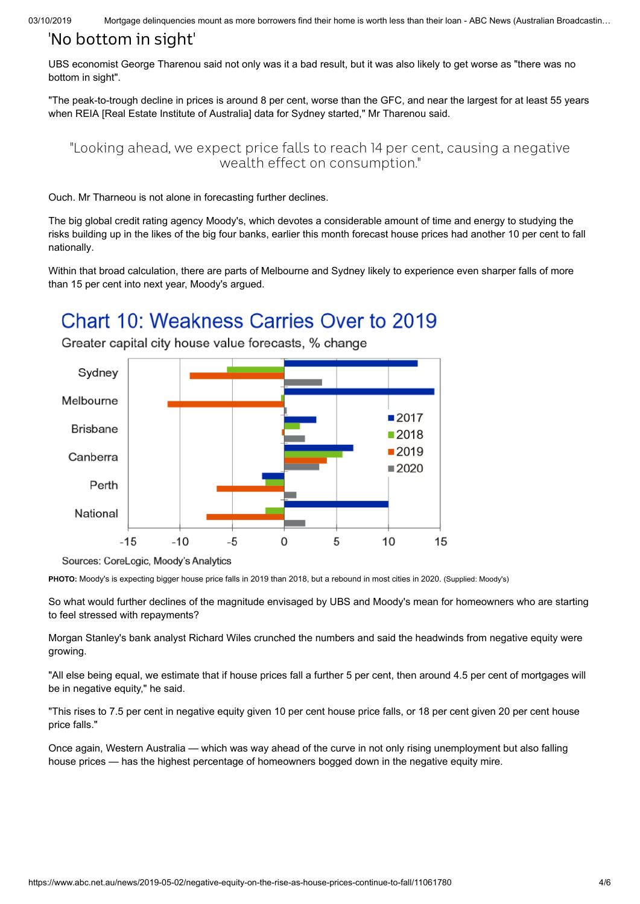## 'No bottom in sight'

UBS economist George Tharenou said not only was it a bad result, but it was also likely to get worse as "there was no bottom in sight".

"The peak-to-trough decline in prices is around 8 per cent, worse than the GFC, and near the largest for at least 55 years when REIA [Real Estate Institute of Australia] data for Sydney started," Mr Tharenou said.

> "Looking ahead, we expect price falls to reach 14 per cent, causing a negative wealth effect on consumption."

Ouch. Mr Tharneou is not alone in forecasting further declines.

The big global credit rating agency Moody's, which devotes a considerable amount of time and energy to studying the risks building up in the likes of the big four banks, earlier this month forecast house prices had another 10 per cent to fall nationally.

Within that broad calculation, there are parts of Melbourne and Sydney likely to experience even sharper falls of more than 15 per cent into next year, Moody's argued.

**Chart 10: Weakness Carries Over to 2019**

Greater capital city house value forecasts, % change

Sources: CoreLogic, Moody's Analytics

**PHOTO:** Moody's is expecting bigger house price falls in 2019 than 2018, but a rebound in most cities in 2020. (Supplied: Moody's)

So what would further declines of the magnitude envisaged by UBS and Moody's mean for homeowners who are starting to feel stressed with repayments?

Morgan Stanley's bank analyst Richard Wiles crunched the numbers and said the headwinds from negative equity were growing.

"All else being equal, we estimate that if house prices fall a further 5 per cent, then around 4.5 per cent of mortgages will be in negative equity," he said.

"This rises to 7.5 per cent in negative equity given 10 per cent house price falls, or 18 per cent given 20 per cent house price falls."

Once again, Western Australia — which was way ahead of the curve in not only rising unemployment but also falling house prices — has the highest percentage of homeowners bogged down in the negative equity mire.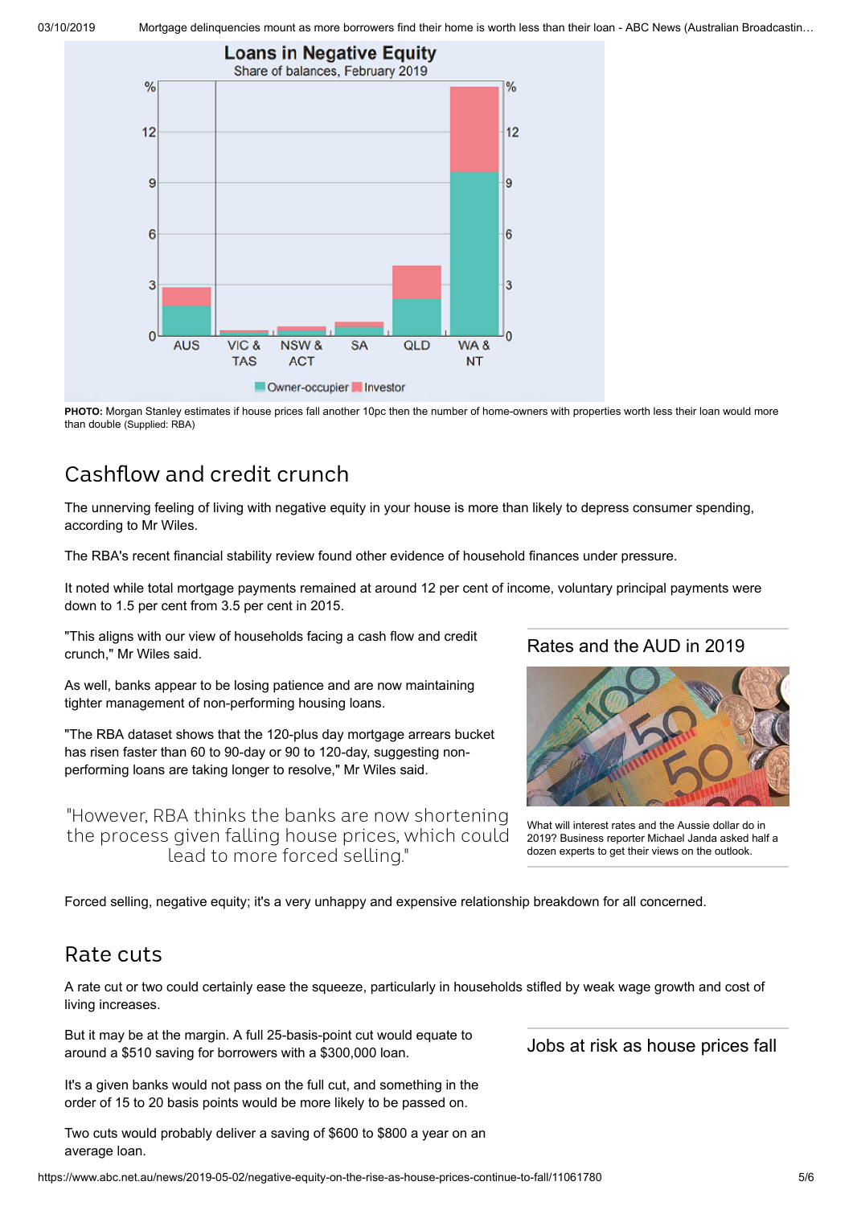**Loans in Negative Equity**
Share of balances, February 2019

**PHOTO:** Morgan Stanley estimates if house prices fall another 10pc then the number of home-owners with properties worth less their loan would more than double (Supplied: RBA)

## Cashflow and credit crunch

The unnerving feeling of living with negative equity in your house is more than likely to depress consumer spending, according to Mr Wiles.

The RBA's recent financial stability review found other evidence of household finances under pressure.

It noted while total mortgage payments remained at around 12 per cent of income, voluntary principal payments were down to 1.5 per cent from 3.5 per cent in 2015.

"This aligns with our view of households facing a cash flow and credit crunch," Mr Wiles said.

As well, banks appear to be losing patience and are now maintaining tighter management of non-performing housing loans.

"The RBA dataset shows that the 120-plus day mortgage arrears bucket has risen faster than 60 to 90-day or 90 to 120-day, suggesting non-performing loans are taking longer to resolve," Mr Wiles said.

> "However, RBA thinks the banks are now shortening the process given falling house prices, which could lead to more forced selling."

Forced selling, negative equity; it's a very unhappy and expensive relationship breakdown for all concerned.

**Rates and the AUD in 2019**

What will interest rates and the Aussie dollar do in 2019? Business reporter Michael Janda asked half a dozen experts to get their views on the outlook.

## Rate cuts

A rate cut or two could certainly ease the squeeze, particularly in households stifled by weak wage growth and cost of living increases.

But it may be at the margin. A full 25-basis-point cut would equate to around a $510 saving for borrowers with a $300,000 loan.

It's a given banks would not pass on the full cut, and something in the order of 15 to 20 basis points would be more likely to be passed on.

Two cuts would probably deliver a saving of $600 to $800 a year on an average loan.

**Jobs at risk as house prices fall**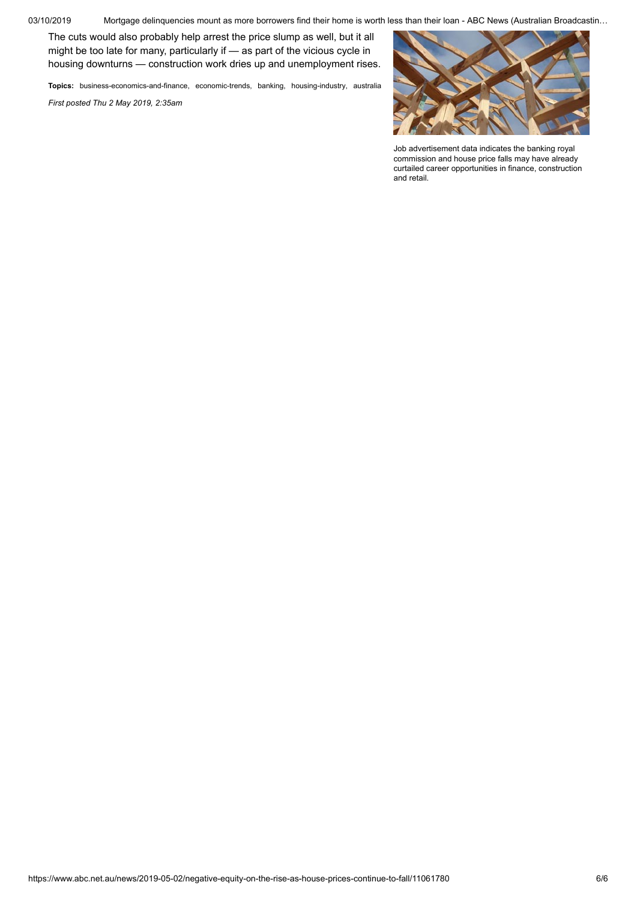The cuts would also probably help arrest the price slump as well, but it all might be too late for many, particularly if — as part of the vicious cycle in housing downturns — construction work dries up and unemployment rises.

**Topics:** business-economics-and-finance, economic-trends, banking, housing-industry, australia

*First posted Thu 2 May 2019, 2:35am*

Job advertisement data indicates the banking royal commission and house price falls may have already curtailed career opportunities in finance, construction and retail.